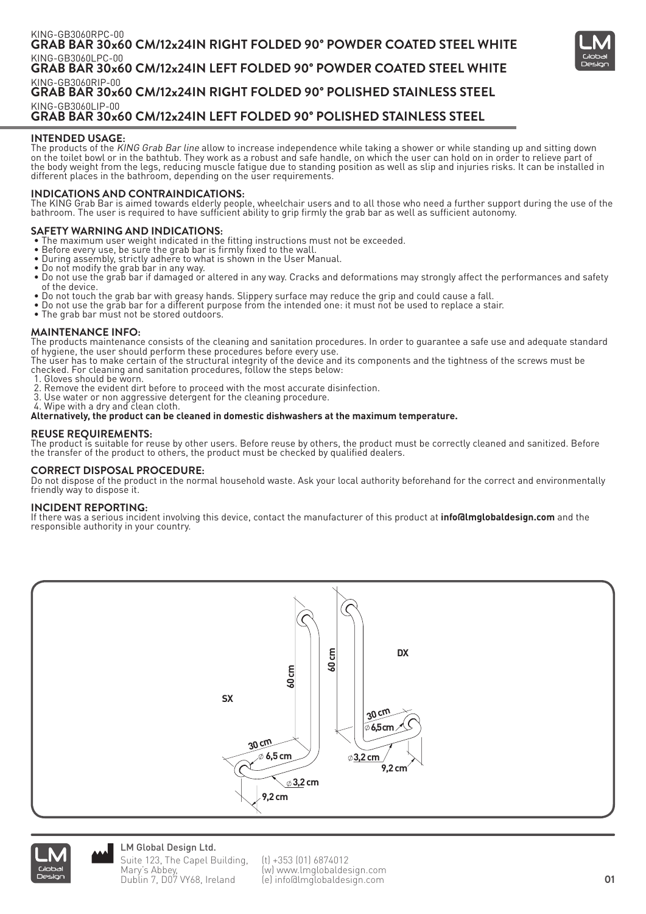KING-GB3060RPC-00
## GRAB BAR 30x60 CM/12x24IN RIGHT FOLDED 90° POWDER COATED STEEL WHITE
KING-GB3060LPC-00
## GRAB BAR 30x60 CM/12x24IN LEFT FOLDED 90° POWDER COATED STEEL WHITE
KING-GB3060RIP-00
## GRAB BAR 30x60 CM/12x24IN RIGHT FOLDED 90° POLISHED STAINLESS STEEL
KING-GB3060LIP-00
## GRAB BAR 30x60 CM/12x24IN LEFT FOLDED 90° POLISHED STAINLESS STEEL

### INTENDED USAGE:
The products of the *KING Grab Bar line* allow to increase independence while taking a shower or while standing up and sitting down on the toilet bowl or in the bathtub. They work as a robust and safe handle, on which the user can hold on in order to relieve part of the body weight from the legs, reducing muscle fatigue due to standing position as well as slip and injuries risks. It can be installed in different places in the bathroom, depending on the user requirements.

### INDICATIONS AND CONTRAINDICATIONS:
The KING Grab Bar is aimed towards elderly people, wheelchair users and to all those who need a further support during the use of the bathroom. The user is required to have sufficient ability to grip firmly the grab bar as well as sufficient autonomy.

### SAFETY WARNING AND INDICATIONS:
- The maximum user weight indicated in the fitting instructions must not be exceeded.
- Before every use, be sure the grab bar is firmly fixed to the wall.
- During assembly, strictly adhere to what is shown in the User Manual.
- Do not modify the grab bar in any way.
- Do not use the grab bar if damaged or altered in any way. Cracks and deformations may strongly affect the performances and safety of the device.
- Do not touch the grab bar with greasy hands. Slippery surface may reduce the grip and could cause a fall.
- Do not use the grab bar for a different purpose from the intended one: it must not be used to replace a stair.
- The grab bar must not be stored outdoors.

### MAINTENANCE INFO:
The products maintenance consists of the cleaning and sanitation procedures. In order to guarantee a safe use and adequate standard of hygiene, the user should perform these procedures before every use.
The user has to make certain of the structural integrity of the device and its components and the tightness of the screws must be checked. For cleaning and sanitation procedures, follow the steps below:

1. Gloves should be worn.
2. Remove the evident dirt before to proceed with the most accurate disinfection.
3. Use water or non aggressive detergent for the cleaning procedure.
4. Wipe with a dry and clean cloth.

**Alternatively, the product can be cleaned in domestic dishwashers at the maximum temperature.**

### REUSE REQUIREMENTS:
The product is suitable for reuse by other users. Before reuse by others, the product must be correctly cleaned and sanitized. Before the transfer of the product to others, the product must be checked by qualified dealers.

### CORRECT DISPOSAL PROCEDURE:
Do not dispose of the product in the normal household waste. Ask your local authority beforehand for the correct and environmentally friendly way to dispose it.

### INCIDENT REPORTING:
If there was a serious incident involving this device, contact the manufacturer of this product at **info@lmglobaldesign.com** and the responsible authority in your country.

SX: 60 cm, 30 cm, ⌀ 6,5 cm, ⌀ 3,2 cm, 9,2 cm

DX: 60 cm, 30 cm, ⌀ 6,5 cm, ⌀ 3,2 cm, 9,2 cm

LM Global Design Ltd.
Suite 123, The Capel Building, Mary's Abbey, Dublin 7, D07 VY68, Ireland
(t) +353 (01) 6874012
(w) www.lmglobaldesign.com
(e) info@lmglobaldesign.com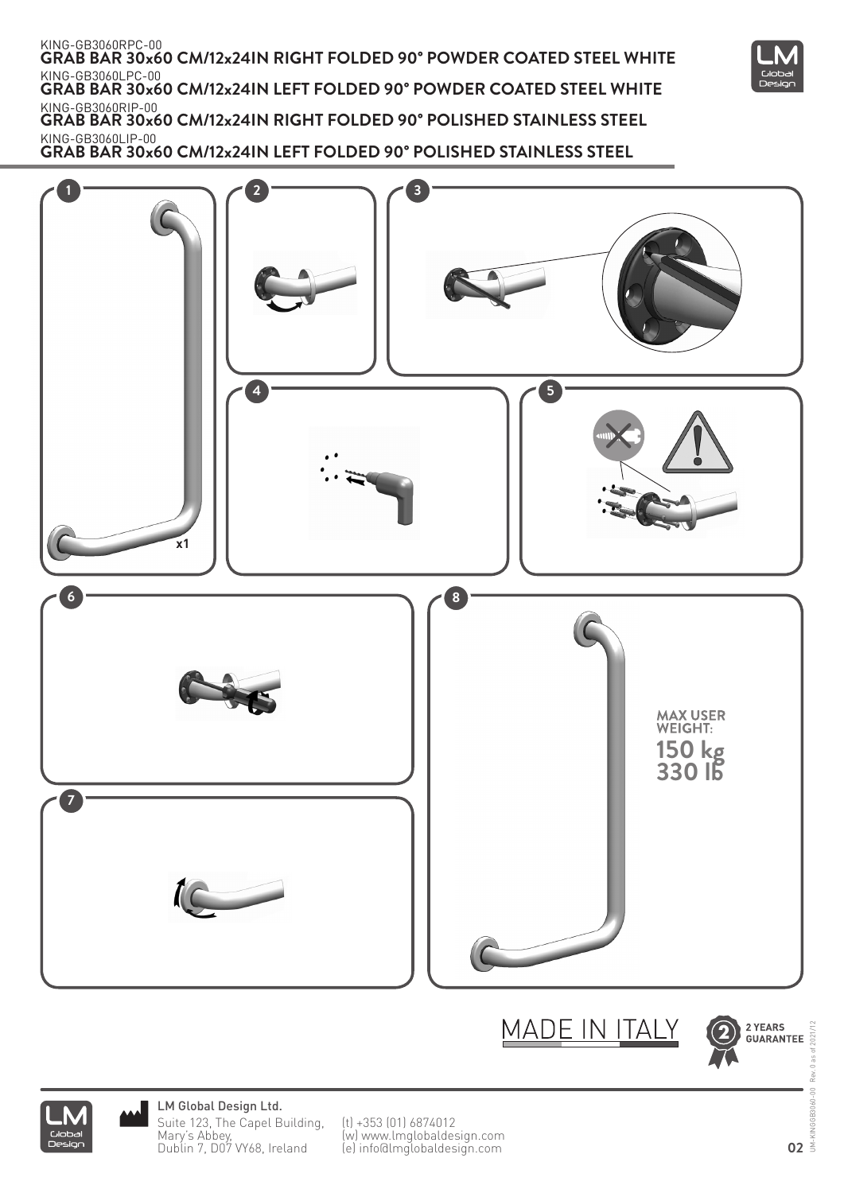KING-GB3060RPC-00
**GRAB BAR 30x60 CM/12x24IN RIGHT FOLDED 90° POWDER COATED STEEL WHITE**
KING-GB3060LPC-00
**GRAB BAR 30x60 CM/12x24IN LEFT FOLDED 90° POWDER COATED STEEL WHITE**
KING-GB3060RIP-00
**GRAB BAR 30x60 CM/12x24IN RIGHT FOLDED 90° POLISHED STAINLESS STEEL**
KING-GB3060LIP-00
**GRAB BAR 30x60 CM/12x24IN LEFT FOLDED 90° POLISHED STAINLESS STEEL**

1

x1

2

3

4

5

6

7

8

**MAX USER WEIGHT:**
**150 kg**
**330 lb**

MADE IN ITALY

2 YEARS GUARANTEE

UM-KINGGB3060-00 Rev. 0 as of 2021/12

**LM Global Design Ltd.**
Suite 123, The Capel Building,
Mary's Abbey,
Dublin 7, D07 VY68, Ireland

(t) +353 (01) 6874012
(w) www.lmglobaldesign.com
(e) info@lmglobaldesign.com